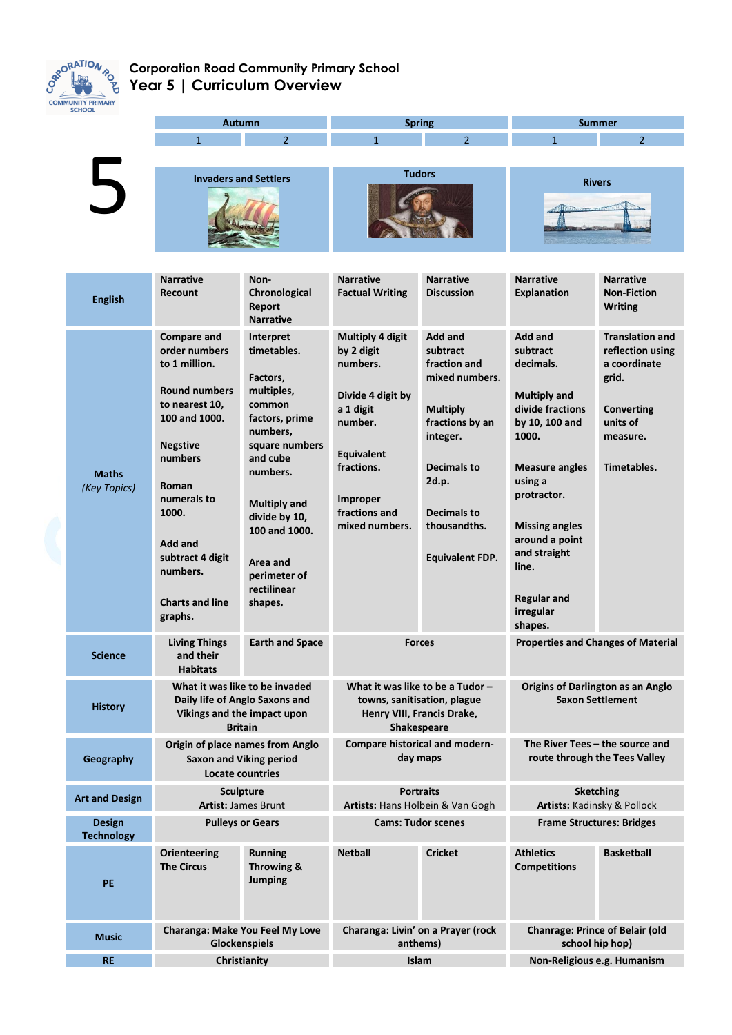# Corporation Road Community Primary School
## Year 5 | Curriculum Overview

| 5 | Autumn 1 | Autumn 2 | Spring 1 | Spring 2 | Summer 1 | Summer 2 |
|---|---|---|---|---|---|---|
| Topic | Invaders and Settlers | | Tudors | | Rivers | |
| English | Narrative<br>Recount | Non-Chronological Report<br>Narrative | Narrative<br>Factual Writing | Narrative<br>Discussion | Narrative<br>Explanation | Narrative<br>Non-Fiction Writing |
| Maths *(Key Topics)* | Compare and order numbers to 1 million.<br><br>Round numbers to nearest 10, 100 and 1000.<br><br>Negstive numbers<br><br>Roman numerals to 1000.<br><br>Add and subtract 4 digit numbers.<br><br>Charts and line graphs. | Interpret timetables.<br><br>Factors, multiples, common factors, prime numbers, square numbers and cube numbers.<br><br>Multiply and divide by 10, 100 and 1000.<br><br>Area and perimeter of rectilinear shapes. | Multiply 4 digit by 2 digit numbers.<br><br>Divide 4 digit by a 1 digit number.<br><br>Equivalent fractions.<br><br>Improper fractions and mixed numbers. | Add and subtract fraction and mixed numbers.<br><br>Multiply fractions by an integer.<br><br>Decimals to 2d.p.<br><br>Decimals to thousandths.<br><br>Equivalent FDP. | Add and subtract decimals.<br><br>Multiply and divide fractions by 10, 100 and 1000.<br><br>Measure angles using a protractor.<br><br>Missing angles around a point and straight line.<br><br>Regular and irregular shapes. | Translation and reflection using a coordinate grid.<br><br>Converting units of measure.<br><br>Timetables. |
| Science | Living Things and their Habitats | Earth and Space | Forces | | Properties and Changes of Material | |
| History | What it was like to be invaded Daily life of Anglo Saxons and Vikings and the impact upon Britain | | What it was like to be a Tudor – towns, sanitisation, plague Henry VIII, Francis Drake, Shakespeare | | Origins of Darlington as an Anglo Saxon Settlement | |
| Geography | Origin of place names from Anglo Saxon and Viking period<br>Locate countries | | Compare historical and modern-day maps | | The River Tees – the source and route through the Tees Valley | |
| Art and Design | Sculpture<br>**Artist:** James Brunt | | Portraits<br>**Artists:** Hans Holbein & Van Gogh | | Sketching<br>**Artists:** Kadinsky & Pollock | |
| Design Technology | Pulleys or Gears | | Cams: Tudor scenes | | Frame Structures: Bridges | |
| PE | Orienteering<br>The Circus | Running<br>Throwing & Jumping | Netball | Cricket | Athletics Competitions | Basketball |
| Music | Charanga: Make You Feel My Love<br>Glockenspiels | | Charanga: Livin' on a Prayer (rock anthems) | | Chanrage: Prince of Belair (old school hip hop) | |
| RE | Christianity | | Islam | | Non-Religious e.g. Humanism | |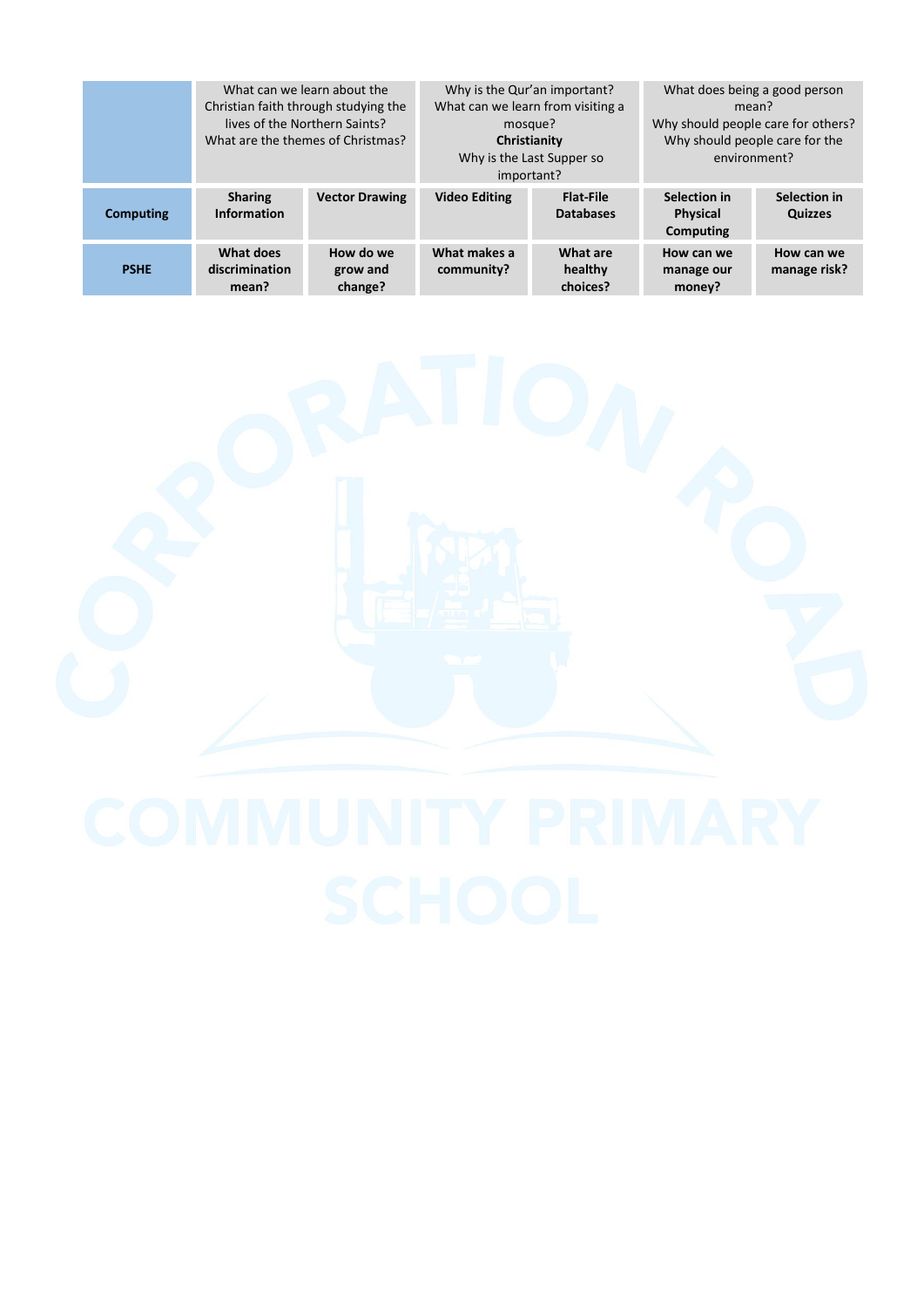| | | | | | | |
|---|---|---|---|---|---|---|
| | What can we learn about the Christian faith through studying the lives of the Northern Saints?<br>What are the themes of Christmas? | | Why is the Qur'an important?<br>What can we learn from visiting a mosque?<br>**Christianity**<br>Why is the Last Supper so important? | | What does being a good person mean?<br>Why should people care for others?<br>Why should people care for the environment? | |
| **Computing** | **Sharing Information** | **Vector Drawing** | **Video Editing** | **Flat-File Databases** | **Selection in Physical Computing** | **Selection in Quizzes** |
| **PSHE** | **What does discrimination mean?** | **How do we grow and change?** | **What makes a community?** | **What are healthy choices?** | **How can we manage our money?** | **How can we manage risk?** |